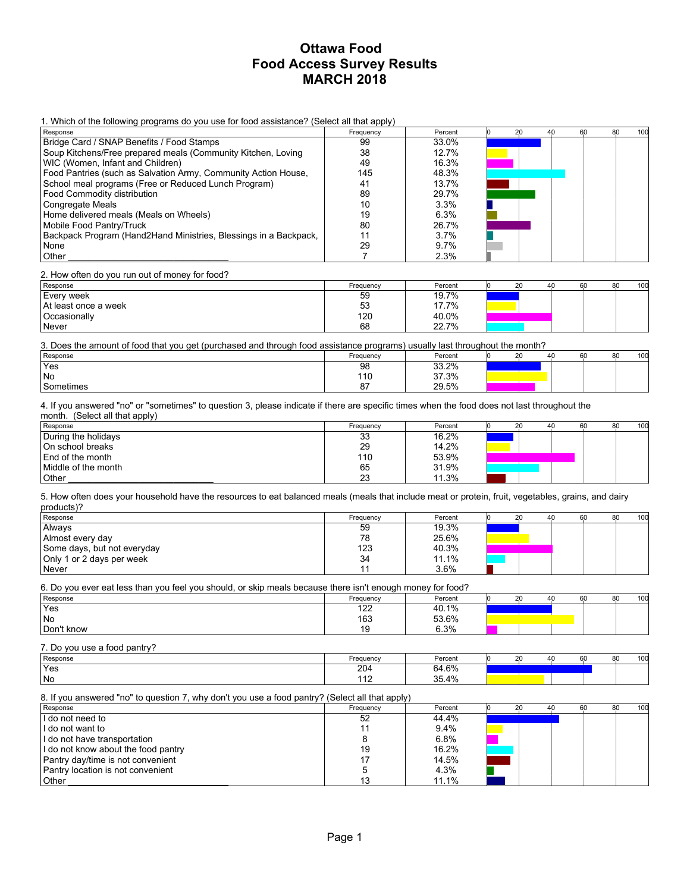# Ottawa Food
# Food Access Survey Results
# MARCH 2018

1. Which of the following programs do you use for food assistance? (Select all that apply)

| Response | Frequency | Percent |
|---|---|---|
| Bridge Card / SNAP Benefits / Food Stamps | 99 | 33.0% |
| Soup Kitchens/Free prepared meals (Community Kitchen, Loving | 38 | 12.7% |
| WIC (Women, Infant and Children) | 49 | 16.3% |
| Food Pantries (such as Salvation Army, Community Action House, | 145 | 48.3% |
| School meal programs (Free or Reduced Lunch Program) | 41 | 13.7% |
| Food Commodity distribution | 89 | 29.7% |
| Congregate Meals | 10 | 3.3% |
| Home delivered meals (Meals on Wheels) | 19 | 6.3% |
| Mobile Food Pantry/Truck | 80 | 26.7% |
| Backpack Program (Hand2Hand Ministries, Blessings in a Backpack, | 11 | 3.7% |
| None | 29 | 9.7% |
| Other ______________________________ | 7 | 2.3% |

2. How often do you run out of money for food?

| Response | Frequency | Percent |
|---|---|---|
| Every week | 59 | 19.7% |
| At least once a week | 53 | 17.7% |
| Occasionally | 120 | 40.0% |
| Never | 68 | 22.7% |

3. Does the amount of food that you get (purchased and through food assistance programs) usually last throughout the month?

| Response | Frequency | Percent |
|---|---|---|
| Yes | 98 | 33.2% |
| No | 110 | 37.3% |
| Sometimes | 87 | 29.5% |

4. If you answered "no" or "sometimes" to question 3, please indicate if there are specific times when the food does not last throughout the month. (Select all that apply)

| Response | Frequency | Percent |
|---|---|---|
| During the holidays | 33 | 16.2% |
| On school breaks | 29 | 14.2% |
| End of the month | 110 | 53.9% |
| Middle of the month | 65 | 31.9% |
| Other ___________________________ | 23 | 11.3% |

5. How often does your household have the resources to eat balanced meals (meals that include meat or protein, fruit, vegetables, grains, and dairy products)?

| Response | Frequency | Percent |
|---|---|---|
| Always | 59 | 19.3% |
| Almost every day | 78 | 25.6% |
| Some days, but not everyday | 123 | 40.3% |
| Only 1 or 2 days per week | 34 | 11.1% |
| Never | 11 | 3.6% |

6. Do you ever eat less than you feel you should, or skip meals because there isn't enough money for food?

| Response | Frequency | Percent |
|---|---|---|
| Yes | 122 | 40.1% |
| No | 163 | 53.6% |
| Don't know | 19 | 6.3% |

7. Do you use a food pantry?

| Response | Frequency | Percent |
|---|---|---|
| Yes | 204 | 64.6% |
| No | 112 | 35.4% |

8. If you answered "no" to question 7, why don't you use a food pantry? (Select all that apply)

| Response | Frequency | Percent |
|---|---|---|
| I do not need to | 52 | 44.4% |
| I do not want to | 11 | 9.4% |
| I do not have transportation | 8 | 6.8% |
| I do not know about the food pantry | 19 | 16.2% |
| Pantry day/time is not convenient | 17 | 14.5% |
| Pantry location is not convenient | 5 | 4.3% |
| Other ______________________________ | 13 | 11.1% |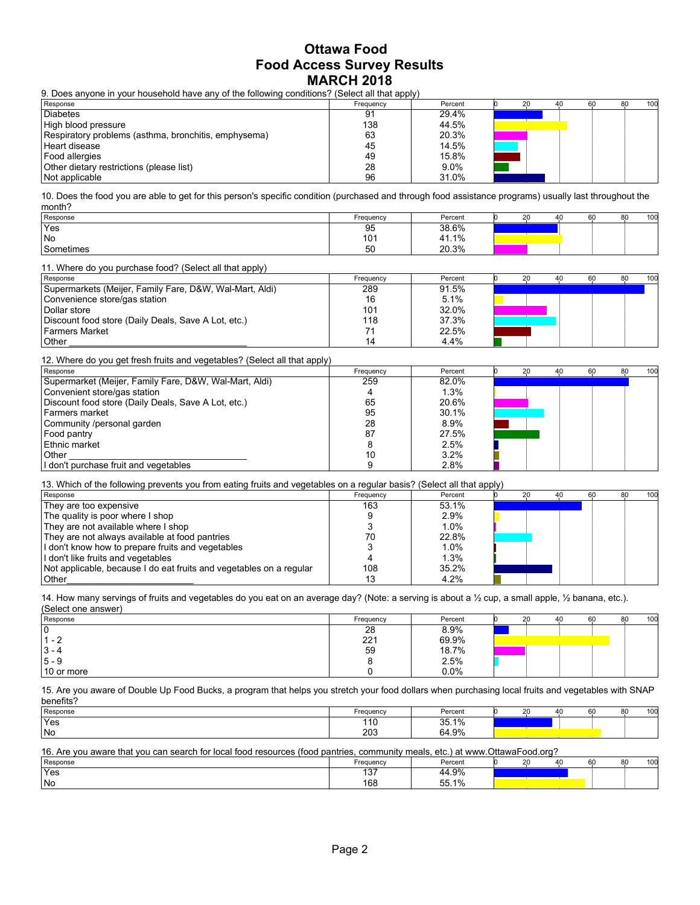# Ottawa Food
# Food Access Survey Results
# MARCH 2018

9. Does anyone in your household have any of the following conditions? (Select all that apply)

| Response | Frequency | Percent |
|---|---|---|
| Diabetes | 91 | 29.4% |
| High blood pressure | 138 | 44.5% |
| Respiratory problems (asthma, bronchitis, emphysema) | 63 | 20.3% |
| Heart disease | 45 | 14.5% |
| Food allergies | 49 | 15.8% |
| Other dietary restrictions (please list) | 28 | 9.0% |
| Not applicable | 96 | 31.0% |

10. Does the food you are able to get for this person's specific condition (purchased and through food assistance programs) usually last throughout the month?

| Response | Frequency | Percent |
|---|---|---|
| Yes | 95 | 38.6% |
| No | 101 | 41.1% |
| Sometimes | 50 | 20.3% |

11. Where do you purchase food? (Select all that apply)

| Response | Frequency | Percent |
|---|---|---|
| Supermarkets (Meijer, Family Fare, D&W, Wal-Mart, Aldi) | 289 | 91.5% |
| Convenience store/gas station | 16 | 5.1% |
| Dollar store | 101 | 32.0% |
| Discount food store (Daily Deals, Save A Lot, etc.) | 118 | 37.3% |
| Farmers Market | 71 | 22.5% |
| Other ___________________________ | 14 | 4.4% |

12. Where do you get fresh fruits and vegetables? (Select all that apply)

| Response | Frequency | Percent |
|---|---|---|
| Supermarket (Meijer, Family Fare, D&W, Wal-Mart, Aldi) | 259 | 82.0% |
| Convenient store/gas station | 4 | 1.3% |
| Discount food store (Daily Deals, Save A Lot, etc.) | 65 | 20.6% |
| Farmers market | 95 | 30.1% |
| Community /personal garden | 28 | 8.9% |
| Food pantry | 87 | 27.5% |
| Ethnic market | 8 | 2.5% |
| Other ___________________________ | 10 | 3.2% |
| I don't purchase fruit and vegetables | 9 | 2.8% |

13. Which of the following prevents you from eating fruits and vegetables on a regular basis? (Select all that apply)

| Response | Frequency | Percent |
|---|---|---|
| They are too expensive | 163 | 53.1% |
| The quality is poor where I shop | 9 | 2.9% |
| They are not available where I shop | 3 | 1.0% |
| They are not always available at food pantries | 70 | 22.8% |
| I don't know how to prepare fruits and vegetables | 3 | 1.0% |
| I don't like fruits and vegetables | 4 | 1.3% |
| Not applicable, because I do eat fruits and vegetables on a regular | 108 | 35.2% |
| Other________________________ | 13 | 4.2% |

14. How many servings of fruits and vegetables do you eat on an average day? (Note: a serving is about a ½ cup, a small apple, ½ banana, etc.). (Select one answer)

| Response | Frequency | Percent |
|---|---|---|
| 0 | 28 | 8.9% |
| 1 - 2 | 221 | 69.9% |
| 3 - 4 | 59 | 18.7% |
| 5 - 9 | 8 | 2.5% |
| 10 or more | 0 | 0.0% |

15. Are you aware of Double Up Food Bucks, a program that helps you stretch your food dollars when purchasing local fruits and vegetables with SNAP benefits?

| Response | Frequency | Percent |
|---|---|---|
| Yes | 110 | 35.1% |
| No | 203 | 64.9% |

16. Are you aware that you can search for local food resources (food pantries, community meals, etc.) at www.OttawaFood.org?

| Response | Frequency | Percent |
|---|---|---|
| Yes | 137 | 44.9% |
| No | 168 | 55.1% |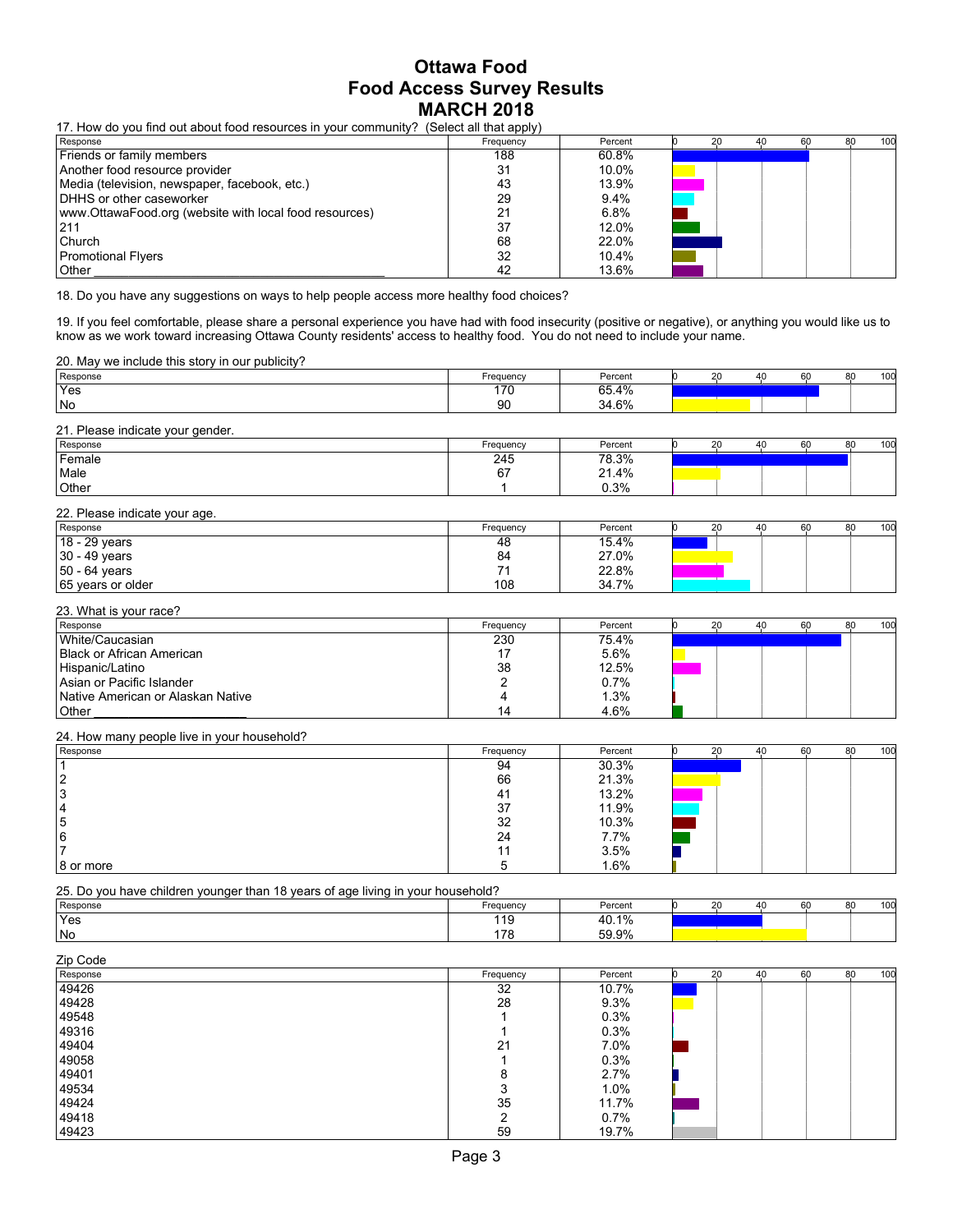# Ottawa Food
# Food Access Survey Results
# MARCH 2018

17. How do you find out about food resources in your community? (Select all that apply)

| Response | Frequency | Percent |
|---|---|---|
| Friends or family members | 188 | 60.8% |
| Another food resource provider | 31 | 10.0% |
| Media (television, newspaper, facebook, etc.) | 43 | 13.9% |
| DHHS or other caseworker | 29 | 9.4% |
| www.OttawaFood.org (website with local food resources) | 21 | 6.8% |
| 211 | 37 | 12.0% |
| Church | 68 | 22.0% |
| Promotional Flyers | 32 | 10.4% |
| Other ___________________________________________ | 42 | 13.6% |

18. Do you have any suggestions on ways to help people access more healthy food choices?

19. If you feel comfortable, please share a personal experience you have had with food insecurity (positive or negative), or anything you would like us to know as we work toward increasing Ottawa County residents' access to healthy food. You do not need to include your name.

20. May we include this story in our publicity?

| Response | Frequency | Percent |
|---|---|---|
| Yes | 170 | 65.4% |
| No | 90 | 34.6% |

21. Please indicate your gender.

| Response | Frequency | Percent |
|---|---|---|
| Female | 245 | 78.3% |
| Male | 67 | 21.4% |
| Other | 1 | 0.3% |

22. Please indicate your age.

| Response | Frequency | Percent |
|---|---|---|
| 18 - 29 years | 48 | 15.4% |
| 30 - 49 years | 84 | 27.0% |
| 50 - 64 years | 71 | 22.8% |
| 65 years or older | 108 | 34.7% |

23. What is your race?

| Response | Frequency | Percent |
|---|---|---|
| White/Caucasian | 230 | 75.4% |
| Black or African American | 17 | 5.6% |
| Hispanic/Latino | 38 | 12.5% |
| Asian or Pacific Islander | 2 | 0.7% |
| Native American or Alaskan Native | 4 | 1.3% |
| Other ____________________ | 14 | 4.6% |

24. How many people live in your household?

| Response | Frequency | Percent |
|---|---|---|
| 1 | 94 | 30.3% |
| 2 | 66 | 21.3% |
| 3 | 41 | 13.2% |
| 4 | 37 | 11.9% |
| 5 | 32 | 10.3% |
| 6 | 24 | 7.7% |
| 7 | 11 | 3.5% |
| 8 or more | 5 | 1.6% |

25. Do you have children younger than 18 years of age living in your household?

| Response | Frequency | Percent |
|---|---|---|
| Yes | 119 | 40.1% |
| No | 178 | 59.9% |

Zip Code

| Response | Frequency | Percent |
|---|---|---|
| 49426 | 32 | 10.7% |
| 49428 | 28 | 9.3% |
| 49548 | 1 | 0.3% |
| 49316 | 1 | 0.3% |
| 49404 | 21 | 7.0% |
| 49058 | 1 | 0.3% |
| 49401 | 8 | 2.7% |
| 49534 | 3 | 1.0% |
| 49424 | 35 | 11.7% |
| 49418 | 2 | 0.7% |
| 49423 | 59 | 19.7% |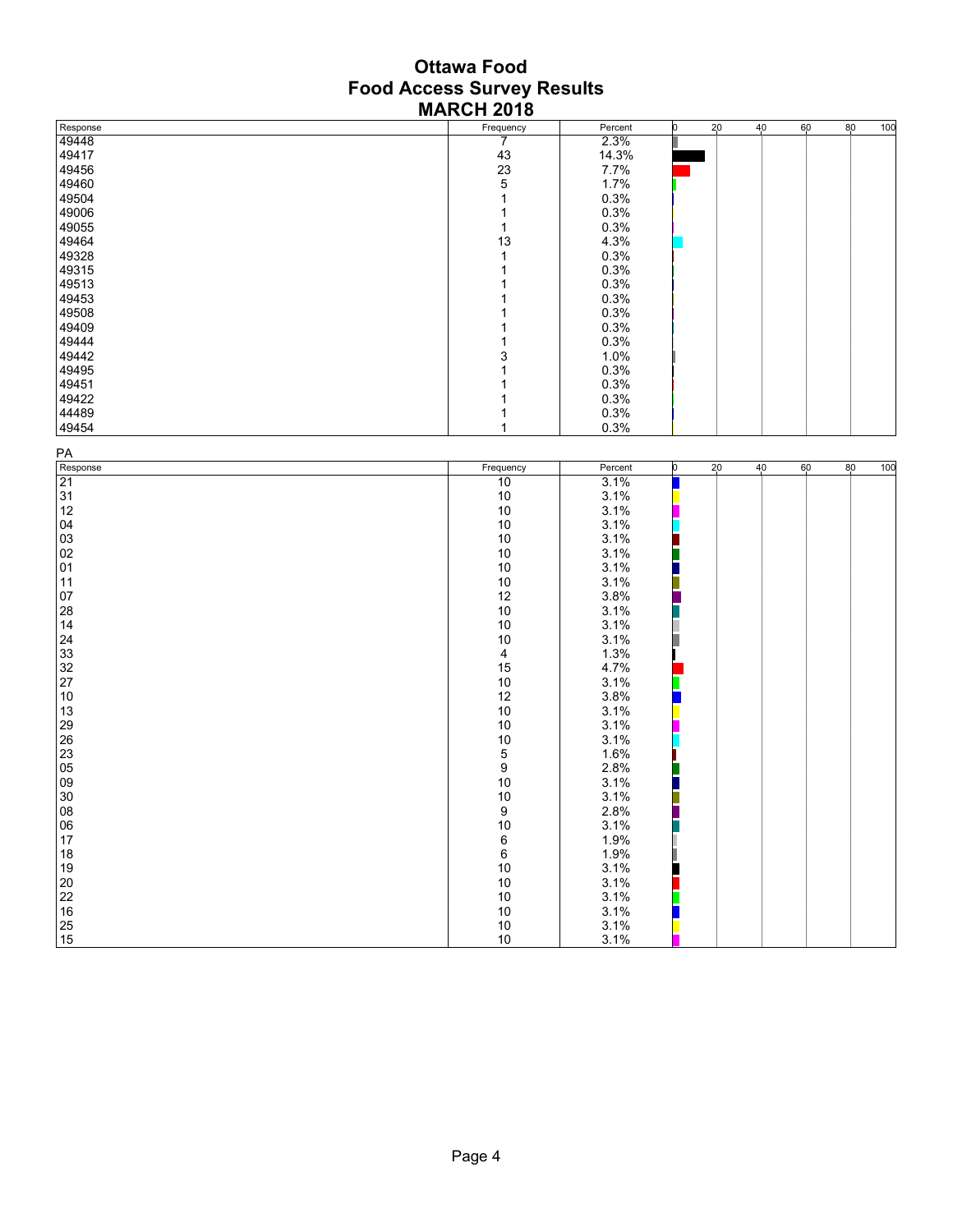# Ottawa Food
# Food Access Survey Results
# MARCH 2018

| Response | Frequency | Percent |
|---|---|---|
| 49448 | 7 | 2.3% |
| 49417 | 43 | 14.3% |
| 49456 | 23 | 7.7% |
| 49460 | 5 | 1.7% |
| 49504 | 1 | 0.3% |
| 49006 | 1 | 0.3% |
| 49055 | 1 | 0.3% |
| 49464 | 13 | 4.3% |
| 49328 | 1 | 0.3% |
| 49315 | 1 | 0.3% |
| 49513 | 1 | 0.3% |
| 49453 | 1 | 0.3% |
| 49508 | 1 | 0.3% |
| 49409 | 1 | 0.3% |
| 49444 | 1 | 0.3% |
| 49442 | 3 | 1.0% |
| 49495 | 1 | 0.3% |
| 49451 | 1 | 0.3% |
| 49422 | 1 | 0.3% |
| 44489 | 1 | 0.3% |
| 49454 | 1 | 0.3% |

0 20 40 60 80 100

PA

| Response | Frequency | Percent |
|---|---|---|
| 21 | 10 | 3.1% |
| 31 | 10 | 3.1% |
| 12 | 10 | 3.1% |
| 04 | 10 | 3.1% |
| 03 | 10 | 3.1% |
| 02 | 10 | 3.1% |
| 01 | 10 | 3.1% |
| 11 | 10 | 3.1% |
| 07 | 12 | 3.8% |
| 28 | 10 | 3.1% |
| 14 | 10 | 3.1% |
| 24 | 10 | 3.1% |
| 33 | 4 | 1.3% |
| 32 | 15 | 4.7% |
| 27 | 10 | 3.1% |
| 10 | 12 | 3.8% |
| 13 | 10 | 3.1% |
| 29 | 10 | 3.1% |
| 26 | 10 | 3.1% |
| 23 | 5 | 1.6% |
| 05 | 9 | 2.8% |
| 09 | 10 | 3.1% |
| 30 | 10 | 3.1% |
| 08 | 9 | 2.8% |
| 06 | 10 | 3.1% |
| 17 | 6 | 1.9% |
| 18 | 6 | 1.9% |
| 19 | 10 | 3.1% |
| 20 | 10 | 3.1% |
| 22 | 10 | 3.1% |
| 16 | 10 | 3.1% |
| 25 | 10 | 3.1% |
| 15 | 10 | 3.1% |

0 20 40 60 80 100